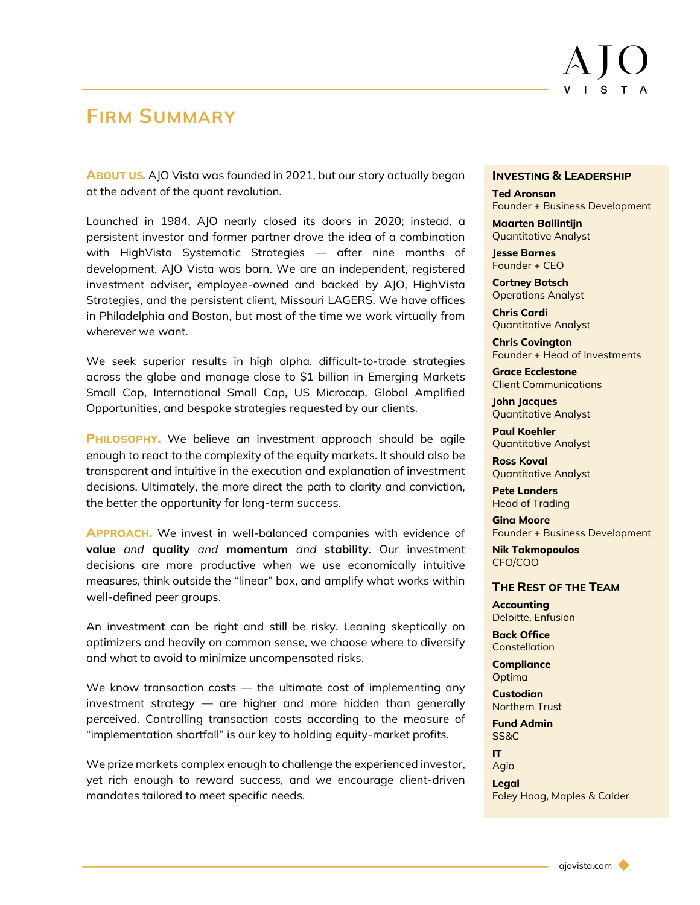# Firm Summary

**About us.** AJO Vista was founded in 2021, but our story actually began at the advent of the quant revolution.

Launched in 1984, AJO nearly closed its doors in 2020; instead, a persistent investor and former partner drove the idea of a combination with HighVista Systematic Strategies — after nine months of development, AJO Vista was born. We are an independent, registered investment adviser, employee-owned and backed by AJO, HighVista Strategies, and the persistent client, Missouri LAGERS. We have offices in Philadelphia and Boston, but most of the time we work virtually from wherever we want.

We seek superior results in high alpha, difficult-to-trade strategies across the globe and manage close to $1 billion in Emerging Markets Small Cap, International Small Cap, US Microcap, Global Amplified Opportunities, and bespoke strategies requested by our clients.

**Philosophy.** We believe an investment approach should be agile enough to react to the complexity of the equity markets. It should also be transparent and intuitive in the execution and explanation of investment decisions. Ultimately, the more direct the path to clarity and conviction, the better the opportunity for long-term success.

**Approach.** We invest in well-balanced companies with evidence of **value** *and* **quality** *and* **momentum** *and* **stability**. Our investment decisions are more productive when we use economically intuitive measures, think outside the "linear" box, and amplify what works within well-defined peer groups.

An investment can be right and still be risky. Leaning skeptically on optimizers and heavily on common sense, we choose where to diversify and what to avoid to minimize uncompensated risks.

We know transaction costs — the ultimate cost of implementing any investment strategy — are higher and more hidden than generally perceived. Controlling transaction costs according to the measure of "implementation shortfall" is our key to holding equity-market profits.

We prize markets complex enough to challenge the experienced investor, yet rich enough to reward success, and we encourage client-driven mandates tailored to meet specific needs.

## Investing & Leadership

**Ted Aronson**
Founder + Business Development

**Maarten Ballintijn**
Quantitative Analyst

**Jesse Barnes**
Founder + CEO

**Cortney Botsch**
Operations Analyst

**Chris Cardi**
Quantitative Analyst

**Chris Covington**
Founder + Head of Investments

**Grace Ecclestone**
Client Communications

**John Jacques**
Quantitative Analyst

**Paul Koehler**
Quantitative Analyst

**Ross Koval**
Quantitative Analyst

**Pete Landers**
Head of Trading

**Gina Moore**
Founder + Business Development

**Nik Takmopoulos**
CFO/COO

## The Rest of the Team

**Accounting**
Deloitte, Enfusion

**Back Office**
Constellation

**Compliance**
Optima

**Custodian**
Northern Trust

**Fund Admin**
SS&C

**IT**
Agio

**Legal**
Foley Hoag, Maples & Calder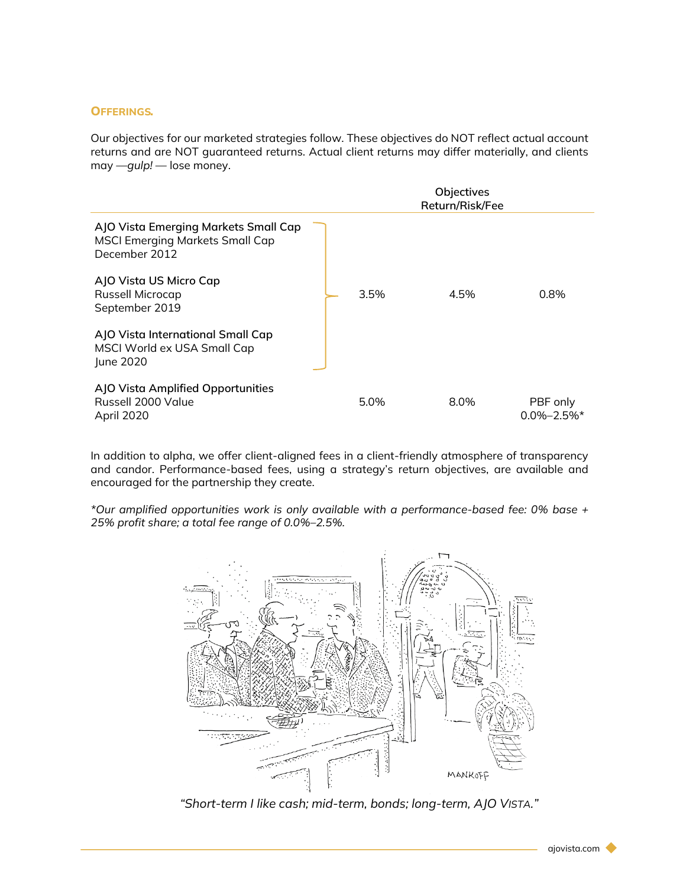## OFFERINGS.

Our objectives for our marketed strategies follow. These objectives do NOT reflect actual account returns and are NOT guaranteed returns. Actual client returns may differ materially, and clients may —*gulp!* — lose money.

| | Objectives Return | Risk | Fee |
|---|---|---|---|
| AJO Vista Emerging Markets Small Cap<br>MSCI Emerging Markets Small Cap<br>December 2012 | 3.5% | 4.5% | 0.8% |
| AJO Vista US Micro Cap<br>Russell Microcap<br>September 2019 | 3.5% | 4.5% | 0.8% |
| AJO Vista International Small Cap<br>MSCI World ex USA Small Cap<br>June 2020 | 3.5% | 4.5% | 0.8% |
| AJO Vista Amplified Opportunities<br>Russell 2000 Value<br>April 2020 | 5.0% | 8.0% | PBF only<br>0.0%–2.5%* |

In addition to alpha, we offer client-aligned fees in a client-friendly atmosphere of transparency and candor. Performance-based fees, using a strategy's return objectives, are available and encouraged for the partnership they create.

*\*Our amplified opportunities work is only available with a performance-based fee: 0% base + 25% profit share; a total fee range of 0.0%–2.5%.*

*"Short-term I like cash; mid-term, bonds; long-term, AJO VISTA."*